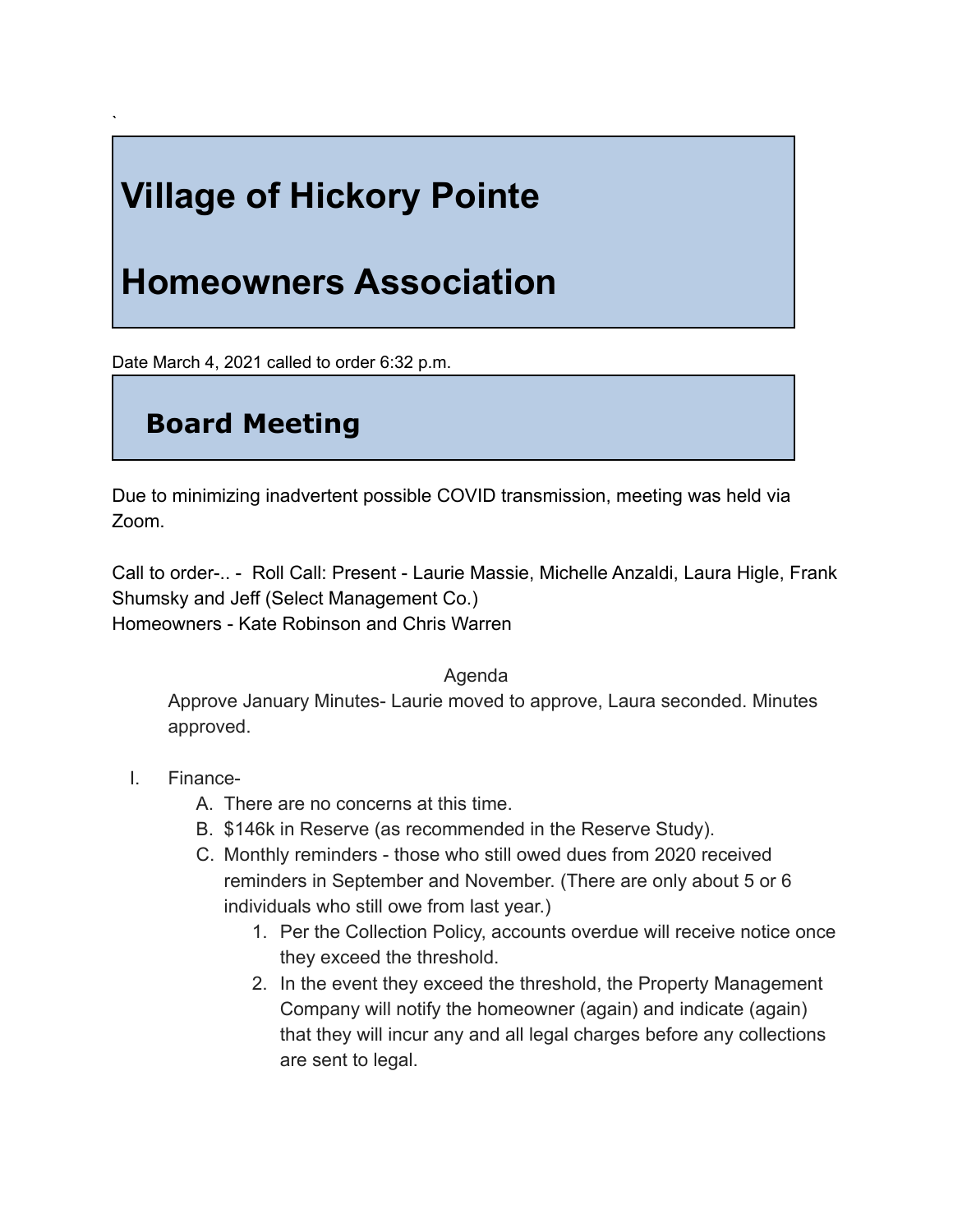`

# Village of Hickory Pointe

# Homeowners Association

Date March 4, 2021 called to order 6:32 p.m.

## Board Meeting

Due to minimizing inadvertent possible COVID transmission, meeting was held via Zoom.

Call to order-.. - Roll Call: Present - Laurie Massie, Michelle Anzaldi, Laura Higle, Frank Shumsky and Jeff (Select Management Co.)
Homeowners - Kate Robinson and Chris Warren

Agenda

Approve January Minutes- Laurie moved to approve, Laura seconded. Minutes approved.

I. Finance-
   A. There are no concerns at this time.
   B. $146k in Reserve (as recommended in the Reserve Study).
   C. Monthly reminders - those who still owed dues from 2020 received reminders in September and November. (There are only about 5 or 6 individuals who still owe from last year.)
      1. Per the Collection Policy, accounts overdue will receive notice once they exceed the threshold.
      2. In the event they exceed the threshold, the Property Management Company will notify the homeowner (again) and indicate (again) that they will incur any and all legal charges before any collections are sent to legal.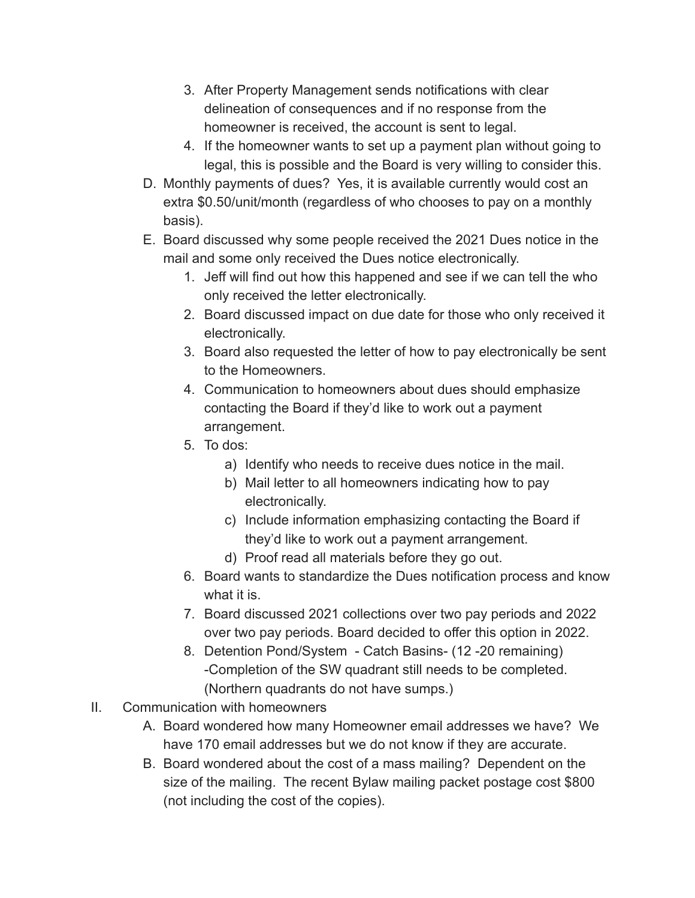3. After Property Management sends notifications with clear delineation of consequences and if no response from the homeowner is received, the account is sent to legal.
   4. If the homeowner wants to set up a payment plan without going to legal, this is possible and the Board is very willing to consider this.

D. Monthly payments of dues? Yes, it is available currently would cost an extra $0.50/unit/month (regardless of who chooses to pay on a monthly basis).

E. Board discussed why some people received the 2021 Dues notice in the mail and some only received the Dues notice electronically.
   1. Jeff will find out how this happened and see if we can tell the who only received the letter electronically.
   2. Board discussed impact on due date for those who only received it electronically.
   3. Board also requested the letter of how to pay electronically be sent to the Homeowners.
   4. Communication to homeowners about dues should emphasize contacting the Board if they'd like to work out a payment arrangement.
   5. To dos:
      a) Identify who needs to receive dues notice in the mail.
      b) Mail letter to all homeowners indicating how to pay electronically.
      c) Include information emphasizing contacting the Board if they'd like to work out a payment arrangement.
      d) Proof read all materials before they go out.
   6. Board wants to standardize the Dues notification process and know what it is.
   7. Board discussed 2021 collections over two pay periods and 2022 over two pay periods. Board decided to offer this option in 2022.
   8. Detention Pond/System - Catch Basins- (12 -20 remaining) -Completion of the SW quadrant still needs to be completed. (Northern quadrants do not have sumps.)

II. Communication with homeowners

A. Board wondered how many Homeowner email addresses we have? We have 170 email addresses but we do not know if they are accurate.

B. Board wondered about the cost of a mass mailing? Dependent on the size of the mailing. The recent Bylaw mailing packet postage cost $800 (not including the cost of the copies).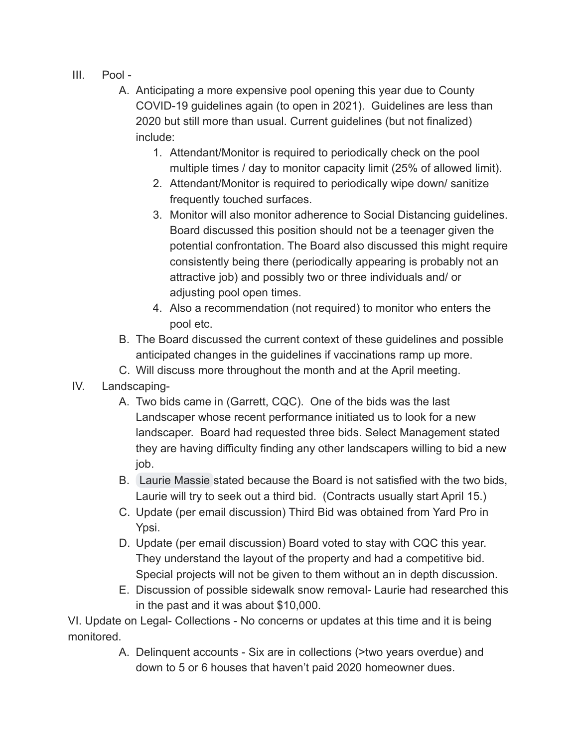III. Pool -

   A. Anticipating a more expensive pool opening this year due to County COVID-19 guidelines again (to open in 2021). Guidelines are less than 2020 but still more than usual. Current guidelines (but not finalized) include:

      1. Attendant/Monitor is required to periodically check on the pool multiple times / day to monitor capacity limit (25% of allowed limit).
      2. Attendant/Monitor is required to periodically wipe down/ sanitize frequently touched surfaces.
      3. Monitor will also monitor adherence to Social Distancing guidelines. Board discussed this position should not be a teenager given the potential confrontation. The Board also discussed this might require consistently being there (periodically appearing is probably not an attractive job) and possibly two or three individuals and/ or adjusting pool open times.
      4. Also a recommendation (not required) to monitor who enters the pool etc.

   B. The Board discussed the current context of these guidelines and possible anticipated changes in the guidelines if vaccinations ramp up more.

   C. Will discuss more throughout the month and at the April meeting.

IV. Landscaping-

   A. Two bids came in (Garrett, CQC). One of the bids was the last Landscaper whose recent performance initiated us to look for a new landscaper. Board had requested three bids. Select Management stated they are having difficulty finding any other landscapers willing to bid a new job.

   B. Laurie Massie stated because the Board is not satisfied with the two bids, Laurie will try to seek out a third bid. (Contracts usually start April 15.)

   C. Update (per email discussion) Third Bid was obtained from Yard Pro in Ypsi.

   D. Update (per email discussion) Board voted to stay with CQC this year. They understand the layout of the property and had a competitive bid. Special projects will not be given to them without an in depth discussion.

   E. Discussion of possible sidewalk snow removal- Laurie had researched this in the past and it was about $10,000.

VI. Update on Legal- Collections - No concerns or updates at this time and it is being monitored.

   A. Delinquent accounts - Six are in collections (>two years overdue) and down to 5 or 6 houses that haven't paid 2020 homeowner dues.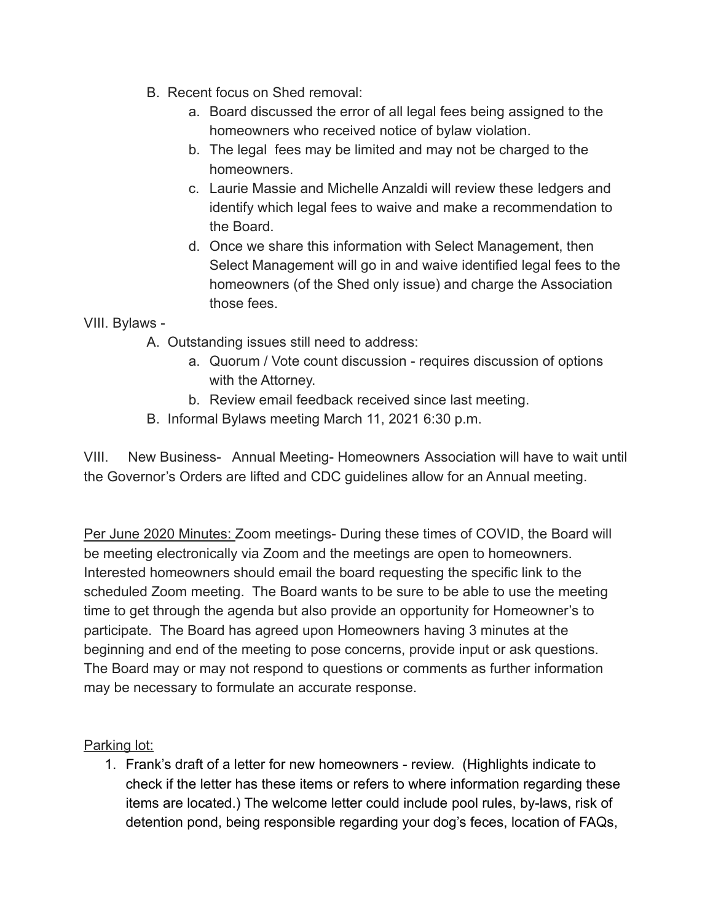B. Recent focus on Shed removal:
   a. Board discussed the error of all legal fees being assigned to the homeowners who received notice of bylaw violation.
   b. The legal fees may be limited and may not be charged to the homeowners.
   c. Laurie Massie and Michelle Anzaldi will review these ledgers and identify which legal fees to waive and make a recommendation to the Board.
   d. Once we share this information with Select Management, then Select Management will go in and waive identified legal fees to the homeowners (of the Shed only issue) and charge the Association those fees.

VIII. Bylaws -

A. Outstanding issues still need to address:
   a. Quorum / Vote count discussion - requires discussion of options with the Attorney.
   b. Review email feedback received since last meeting.

B. Informal Bylaws meeting March 11, 2021 6:30 p.m.

VIII. New Business- Annual Meeting- Homeowners Association will have to wait until the Governor's Orders are lifted and CDC guidelines allow for an Annual meeting.

<u>Per June 2020 Minutes:</u> Zoom meetings- During these times of COVID, the Board will be meeting electronically via Zoom and the meetings are open to homeowners. Interested homeowners should email the board requesting the specific link to the scheduled Zoom meeting. The Board wants to be sure to be able to use the meeting time to get through the agenda but also provide an opportunity for Homeowner's to participate. The Board has agreed upon Homeowners having 3 minutes at the beginning and end of the meeting to pose concerns, provide input or ask questions. The Board may or may not respond to questions or comments as further information may be necessary to formulate an accurate response.

<u>Parking lot:</u>

1. Frank's draft of a letter for new homeowners - review. (Highlights indicate to check if the letter has these items or refers to where information regarding these items are located.) The welcome letter could include pool rules, by-laws, risk of detention pond, being responsible regarding your dog's feces, location of FAQs,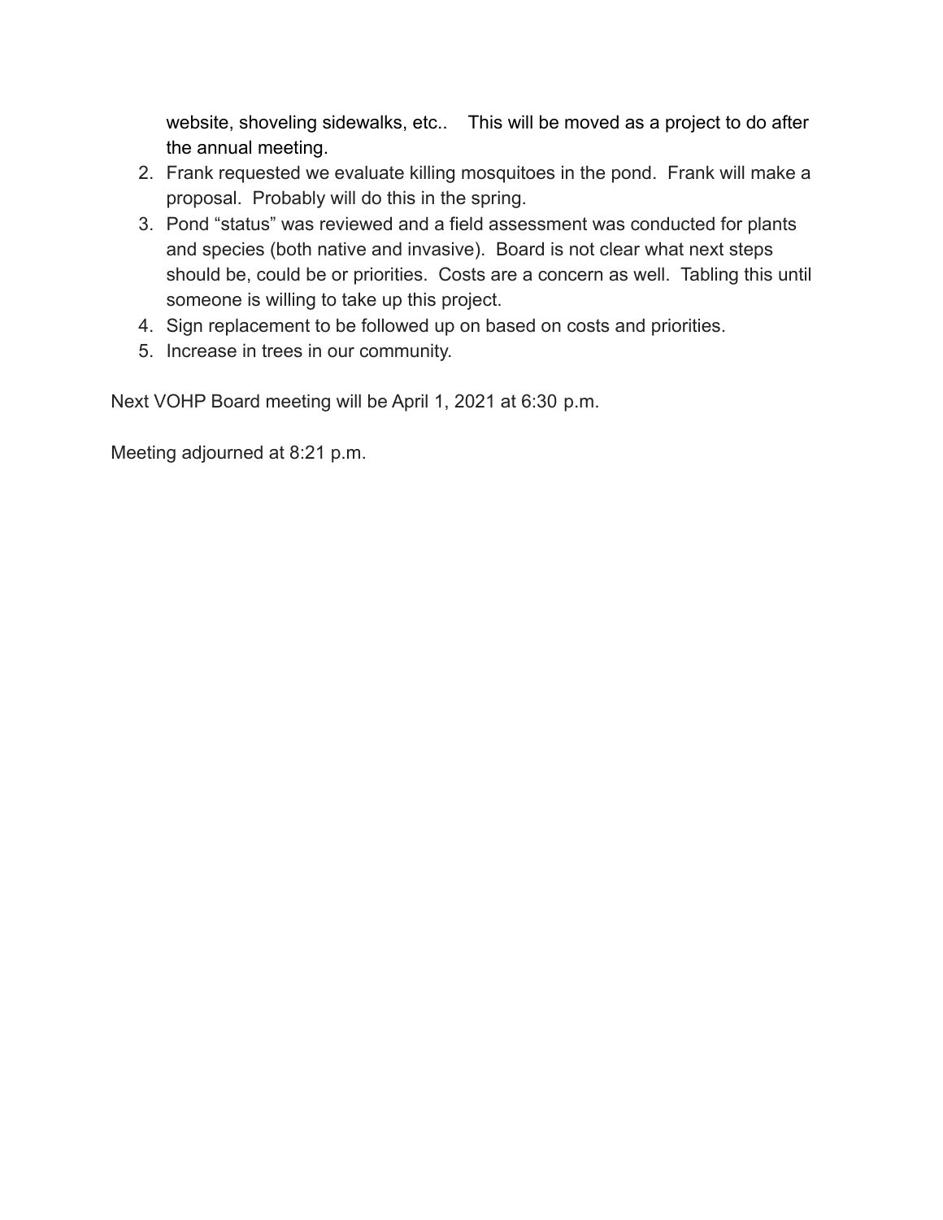website, shoveling sidewalks, etc.. This will be moved as a project to do after the annual meeting.

2. Frank requested we evaluate killing mosquitoes in the pond. Frank will make a proposal. Probably will do this in the spring.
3. Pond “status” was reviewed and a field assessment was conducted for plants and species (both native and invasive). Board is not clear what next steps should be, could be or priorities. Costs are a concern as well. Tabling this until someone is willing to take up this project.
4. Sign replacement to be followed up on based on costs and priorities.
5. Increase in trees in our community.

Next VOHP Board meeting will be April 1, 2021 at 6:30 p.m.

Meeting adjourned at 8:21 p.m.